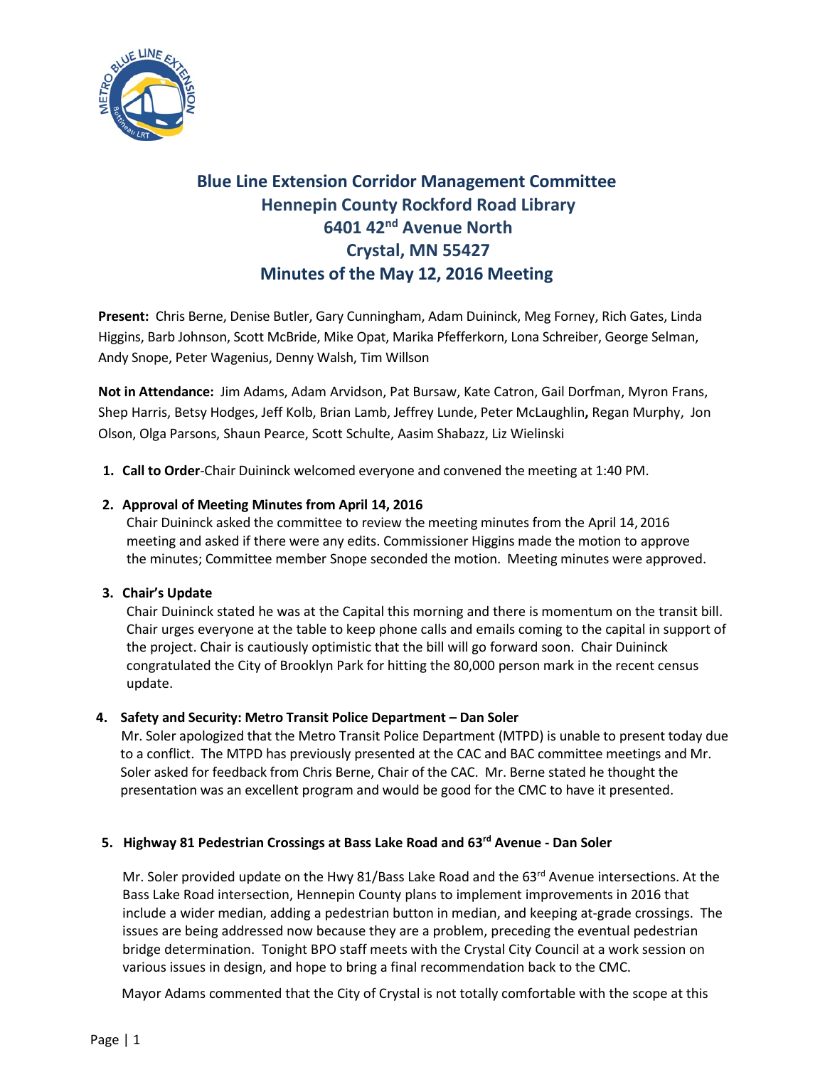# Blue Line Extension Corridor Management Committee
## Hennepin County Rockford Road Library
## 6401 42nd Avenue North
## Crystal, MN 55427
## Minutes of the May 12, 2016 Meeting

**Present:** Chris Berne, Denise Butler, Gary Cunningham, Adam Duininck, Meg Forney, Rich Gates, Linda Higgins, Barb Johnson, Scott McBride, Mike Opat, Marika Pfefferkorn, Lona Schreiber, George Selman, Andy Snope, Peter Wagenius, Denny Walsh, Tim Willson

**Not in Attendance:** Jim Adams, Adam Arvidson, Pat Bursaw, Kate Catron, Gail Dorfman, Myron Frans, Shep Harris, Betsy Hodges, Jeff Kolb, Brian Lamb, Jeffrey Lunde, Peter McLaughlin**,** Regan Murphy, Jon Olson, Olga Parsons, Shaun Pearce, Scott Schulte, Aasim Shabazz, Liz Wielinski

1. **Call to Order**-Chair Duininck welcomed everyone and convened the meeting at 1:40 PM.

2. **Approval of Meeting Minutes from April 14, 2016**
   Chair Duininck asked the committee to review the meeting minutes from the April 14, 2016 meeting and asked if there were any edits. Commissioner Higgins made the motion to approve the minutes; Committee member Snope seconded the motion. Meeting minutes were approved.

3. **Chair's Update**
   Chair Duininck stated he was at the Capital this morning and there is momentum on the transit bill. Chair urges everyone at the table to keep phone calls and emails coming to the capital in support of the project. Chair is cautiously optimistic that the bill will go forward soon. Chair Duininck congratulated the City of Brooklyn Park for hitting the 80,000 person mark in the recent census update.

4. **Safety and Security: Metro Transit Police Department – Dan Soler**
   Mr. Soler apologized that the Metro Transit Police Department (MTPD) is unable to present today due to a conflict. The MTPD has previously presented at the CAC and BAC committee meetings and Mr. Soler asked for feedback from Chris Berne, Chair of the CAC. Mr. Berne stated he thought the presentation was an excellent program and would be good for the CMC to have it presented.

5. **Highway 81 Pedestrian Crossings at Bass Lake Road and 63rd Avenue - Dan Soler**

   Mr. Soler provided update on the Hwy 81/Bass Lake Road and the 63rd Avenue intersections. At the Bass Lake Road intersection, Hennepin County plans to implement improvements in 2016 that include a wider median, adding a pedestrian button in median, and keeping at-grade crossings. The issues are being addressed now because they are a problem, preceding the eventual pedestrian bridge determination. Tonight BPO staff meets with the Crystal City Council at a work session on various issues in design, and hope to bring a final recommendation back to the CMC.

   Mayor Adams commented that the City of Crystal is not totally comfortable with the scope at this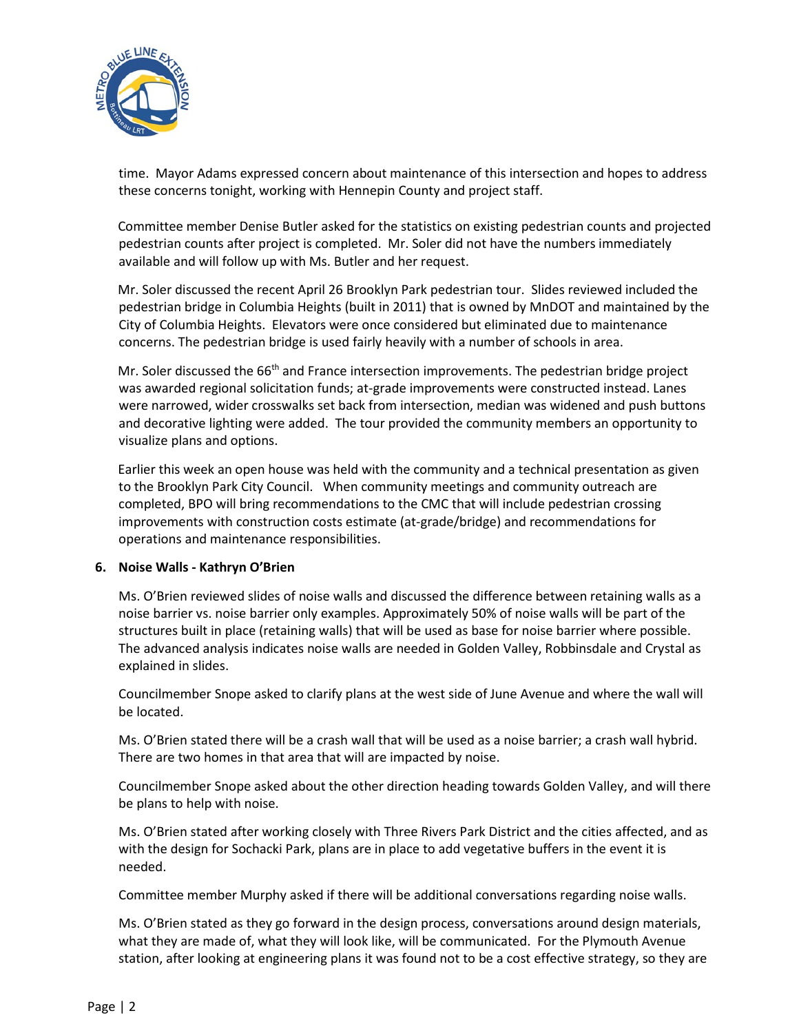time. Mayor Adams expressed concern about maintenance of this intersection and hopes to address these concerns tonight, working with Hennepin County and project staff.

Committee member Denise Butler asked for the statistics on existing pedestrian counts and projected pedestrian counts after project is completed. Mr. Soler did not have the numbers immediately available and will follow up with Ms. Butler and her request.

Mr. Soler discussed the recent April 26 Brooklyn Park pedestrian tour. Slides reviewed included the pedestrian bridge in Columbia Heights (built in 2011) that is owned by MnDOT and maintained by the City of Columbia Heights. Elevators were once considered but eliminated due to maintenance concerns. The pedestrian bridge is used fairly heavily with a number of schools in area.

Mr. Soler discussed the 66th and France intersection improvements. The pedestrian bridge project was awarded regional solicitation funds; at-grade improvements were constructed instead. Lanes were narrowed, wider crosswalks set back from intersection, median was widened and push buttons and decorative lighting were added. The tour provided the community members an opportunity to visualize plans and options.

Earlier this week an open house was held with the community and a technical presentation as given to the Brooklyn Park City Council. When community meetings and community outreach are completed, BPO will bring recommendations to the CMC that will include pedestrian crossing improvements with construction costs estimate (at-grade/bridge) and recommendations for operations and maintenance responsibilities.

**6. Noise Walls - Kathryn O'Brien**

Ms. O'Brien reviewed slides of noise walls and discussed the difference between retaining walls as a noise barrier vs. noise barrier only examples. Approximately 50% of noise walls will be part of the structures built in place (retaining walls) that will be used as base for noise barrier where possible. The advanced analysis indicates noise walls are needed in Golden Valley, Robbinsdale and Crystal as explained in slides.

Councilmember Snope asked to clarify plans at the west side of June Avenue and where the wall will be located.

Ms. O'Brien stated there will be a crash wall that will be used as a noise barrier; a crash wall hybrid. There are two homes in that area that will are impacted by noise.

Councilmember Snope asked about the other direction heading towards Golden Valley, and will there be plans to help with noise.

Ms. O'Brien stated after working closely with Three Rivers Park District and the cities affected, and as with the design for Sochacki Park, plans are in place to add vegetative buffers in the event it is needed.

Committee member Murphy asked if there will be additional conversations regarding noise walls.

Ms. O'Brien stated as they go forward in the design process, conversations around design materials, what they are made of, what they will look like, will be communicated. For the Plymouth Avenue station, after looking at engineering plans it was found not to be a cost effective strategy, so they are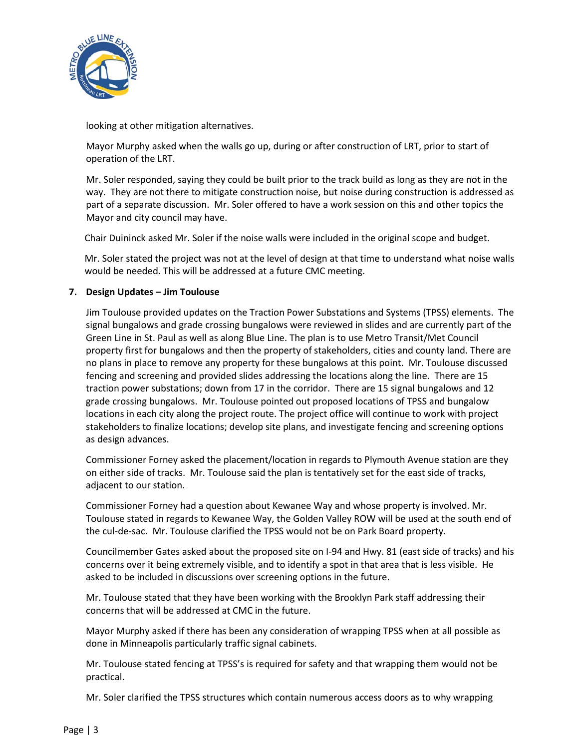looking at other mitigation alternatives.

Mayor Murphy asked when the walls go up, during or after construction of LRT, prior to start of operation of the LRT.

Mr. Soler responded, saying they could be built prior to the track build as long as they are not in the way. They are not there to mitigate construction noise, but noise during construction is addressed as part of a separate discussion. Mr. Soler offered to have a work session on this and other topics the Mayor and city council may have.

Chair Duininck asked Mr. Soler if the noise walls were included in the original scope and budget.

Mr. Soler stated the project was not at the level of design at that time to understand what noise walls would be needed. This will be addressed at a future CMC meeting.

**7. Design Updates – Jim Toulouse**

Jim Toulouse provided updates on the Traction Power Substations and Systems (TPSS) elements. The signal bungalows and grade crossing bungalows were reviewed in slides and are currently part of the Green Line in St. Paul as well as along Blue Line. The plan is to use Metro Transit/Met Council property first for bungalows and then the property of stakeholders, cities and county land. There are no plans in place to remove any property for these bungalows at this point. Mr. Toulouse discussed fencing and screening and provided slides addressing the locations along the line. There are 15 traction power substations; down from 17 in the corridor. There are 15 signal bungalows and 12 grade crossing bungalows. Mr. Toulouse pointed out proposed locations of TPSS and bungalow locations in each city along the project route. The project office will continue to work with project stakeholders to finalize locations; develop site plans, and investigate fencing and screening options as design advances.

Commissioner Forney asked the placement/location in regards to Plymouth Avenue station are they on either side of tracks. Mr. Toulouse said the plan is tentatively set for the east side of tracks, adjacent to our station.

Commissioner Forney had a question about Kewanee Way and whose property is involved. Mr. Toulouse stated in regards to Kewanee Way, the Golden Valley ROW will be used at the south end of the cul-de-sac. Mr. Toulouse clarified the TPSS would not be on Park Board property.

Councilmember Gates asked about the proposed site on I-94 and Hwy. 81 (east side of tracks) and his concerns over it being extremely visible, and to identify a spot in that area that is less visible. He asked to be included in discussions over screening options in the future.

Mr. Toulouse stated that they have been working with the Brooklyn Park staff addressing their concerns that will be addressed at CMC in the future.

Mayor Murphy asked if there has been any consideration of wrapping TPSS when at all possible as done in Minneapolis particularly traffic signal cabinets.

Mr. Toulouse stated fencing at TPSS's is required for safety and that wrapping them would not be practical.

Mr. Soler clarified the TPSS structures which contain numerous access doors as to why wrapping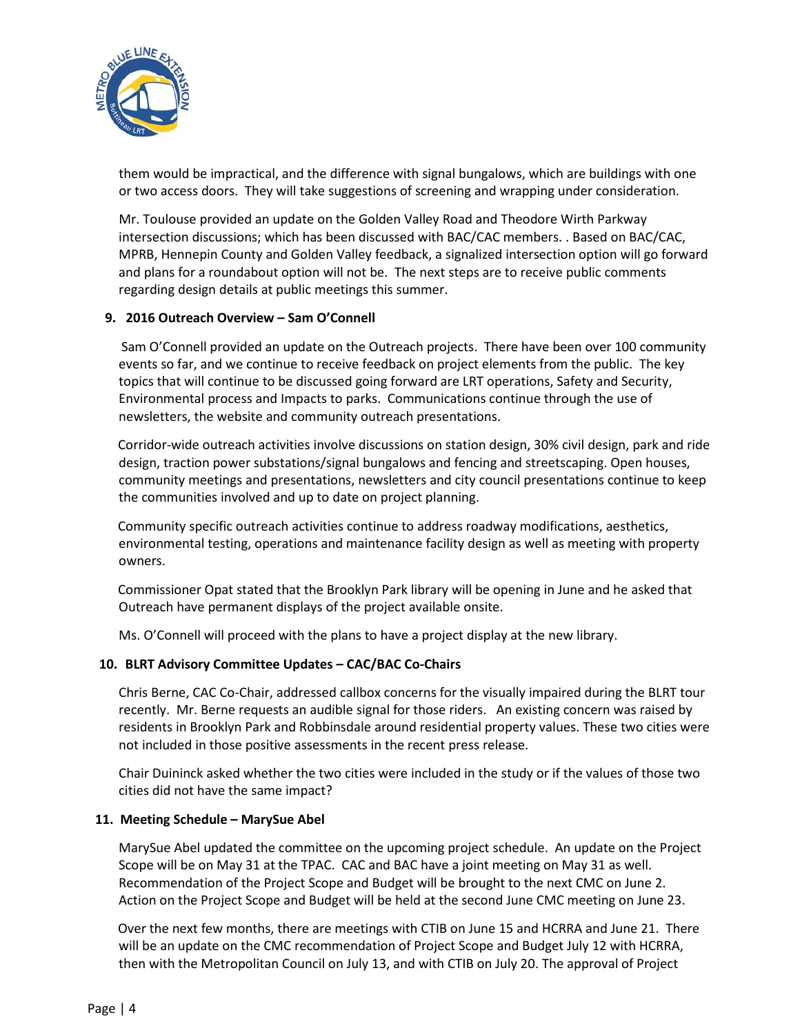them would be impractical, and the difference with signal bungalows, which are buildings with one or two access doors. They will take suggestions of screening and wrapping under consideration.

Mr. Toulouse provided an update on the Golden Valley Road and Theodore Wirth Parkway intersection discussions; which has been discussed with BAC/CAC members. . Based on BAC/CAC, MPRB, Hennepin County and Golden Valley feedback, a signalized intersection option will go forward and plans for a roundabout option will not be. The next steps are to receive public comments regarding design details at public meetings this summer.

**9. 2016 Outreach Overview – Sam O'Connell**

Sam O'Connell provided an update on the Outreach projects. There have been over 100 community events so far, and we continue to receive feedback on project elements from the public. The key topics that will continue to be discussed going forward are LRT operations, Safety and Security, Environmental process and Impacts to parks. Communications continue through the use of newsletters, the website and community outreach presentations.

Corridor-wide outreach activities involve discussions on station design, 30% civil design, park and ride design, traction power substations/signal bungalows and fencing and streetscaping. Open houses, community meetings and presentations, newsletters and city council presentations continue to keep the communities involved and up to date on project planning.

Community specific outreach activities continue to address roadway modifications, aesthetics, environmental testing, operations and maintenance facility design as well as meeting with property owners.

Commissioner Opat stated that the Brooklyn Park library will be opening in June and he asked that Outreach have permanent displays of the project available onsite.

Ms. O'Connell will proceed with the plans to have a project display at the new library.

**10. BLRT Advisory Committee Updates – CAC/BAC Co-Chairs**

Chris Berne, CAC Co-Chair, addressed callbox concerns for the visually impaired during the BLRT tour recently. Mr. Berne requests an audible signal for those riders. An existing concern was raised by residents in Brooklyn Park and Robbinsdale around residential property values. These two cities were not included in those positive assessments in the recent press release.

Chair Duininck asked whether the two cities were included in the study or if the values of those two cities did not have the same impact?

**11. Meeting Schedule – MarySue Abel**

MarySue Abel updated the committee on the upcoming project schedule. An update on the Project Scope will be on May 31 at the TPAC. CAC and BAC have a joint meeting on May 31 as well. Recommendation of the Project Scope and Budget will be brought to the next CMC on June 2. Action on the Project Scope and Budget will be held at the second June CMC meeting on June 23.

Over the next few months, there are meetings with CTIB on June 15 and HCRRA and June 21. There will be an update on the CMC recommendation of Project Scope and Budget July 12 with HCRRA, then with the Metropolitan Council on July 13, and with CTIB on July 20. The approval of Project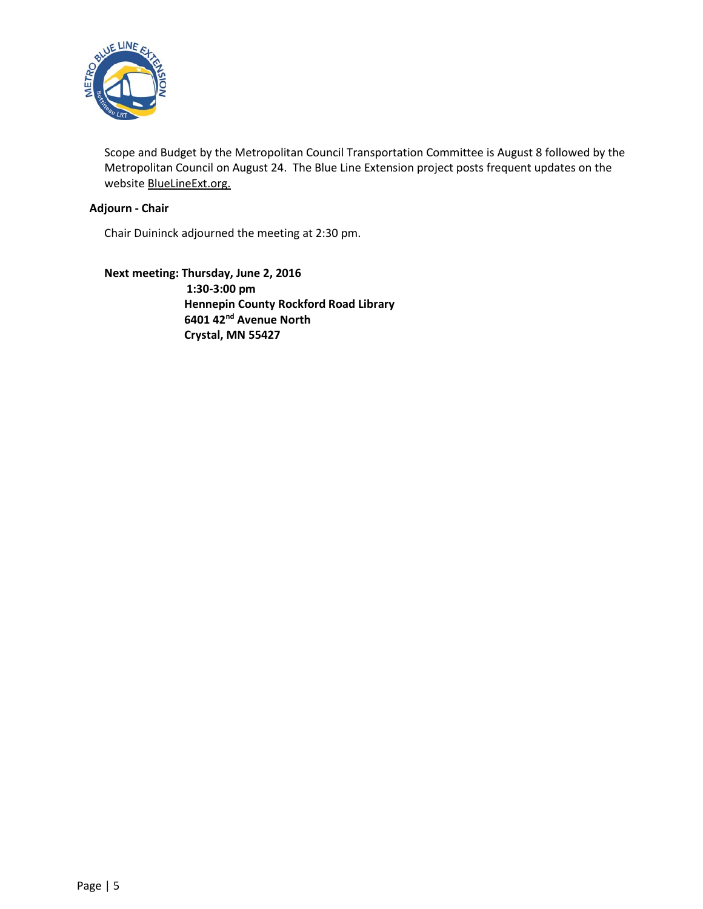Scope and Budget by the Metropolitan Council Transportation Committee is August 8 followed by the Metropolitan Council on August 24. The Blue Line Extension project posts frequent updates on the website BlueLineExt.org.

**Adjourn - Chair**

Chair Duininck adjourned the meeting at 2:30 pm.

**Next meeting: Thursday, June 2, 2016**
**1:30-3:00 pm**
**Hennepin County Rockford Road Library**
**6401 42nd Avenue North**
**Crystal, MN 55427**